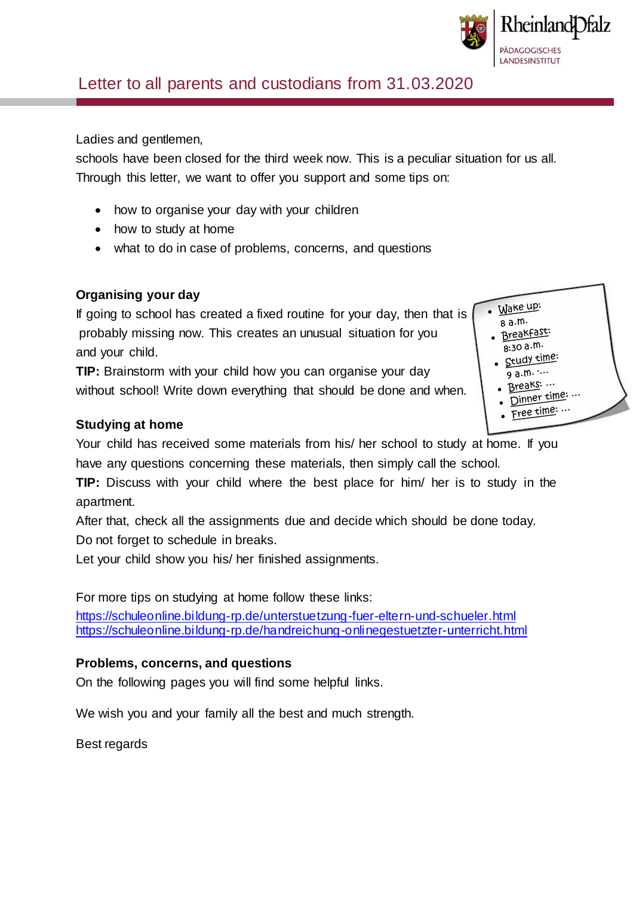# Letter to all parents and custodians from 31.03.2020

Ladies and gentlemen,

schools have been closed for the third week now. This is a peculiar situation for us all. Through this letter, we want to offer you support and some tips on:

- how to organise your day with your children
- how to study at home
- what to do in case of problems, concerns, and questions

## Organising your day

If going to school has created a fixed routine for your day, then that is probably missing now. This creates an unusual situation for you and your child.

**TIP:** Brainstorm with your child how you can organise your day without school! Write down everything that should be done and when.

- Wake up: 8 a.m.
- Breakfast: 8:30 a.m.
- Study time: 9 a.m. -...
- Breaks: ...
- Dinner time: ...
- Free time: ...

## Studying at home

Your child has received some materials from his/ her school to study at home. If you have any questions concerning these materials, then simply call the school.

**TIP:** Discuss with your child where the best place for him/ her is to study in the apartment.

After that, check all the assignments due and decide which should be done today.

Do not forget to schedule in breaks.

Let your child show you his/ her finished assignments.

For more tips on studying at home follow these links:

https://schuleonline.bildung-rp.de/unterstuetzung-fuer-eltern-und-schueler.html

https://schuleonline.bildung-rp.de/handreichung-onlinegestuetzter-unterricht.html

## Problems, concerns, and questions

On the following pages you will find some helpful links.

We wish you and your family all the best and much strength.

Best regards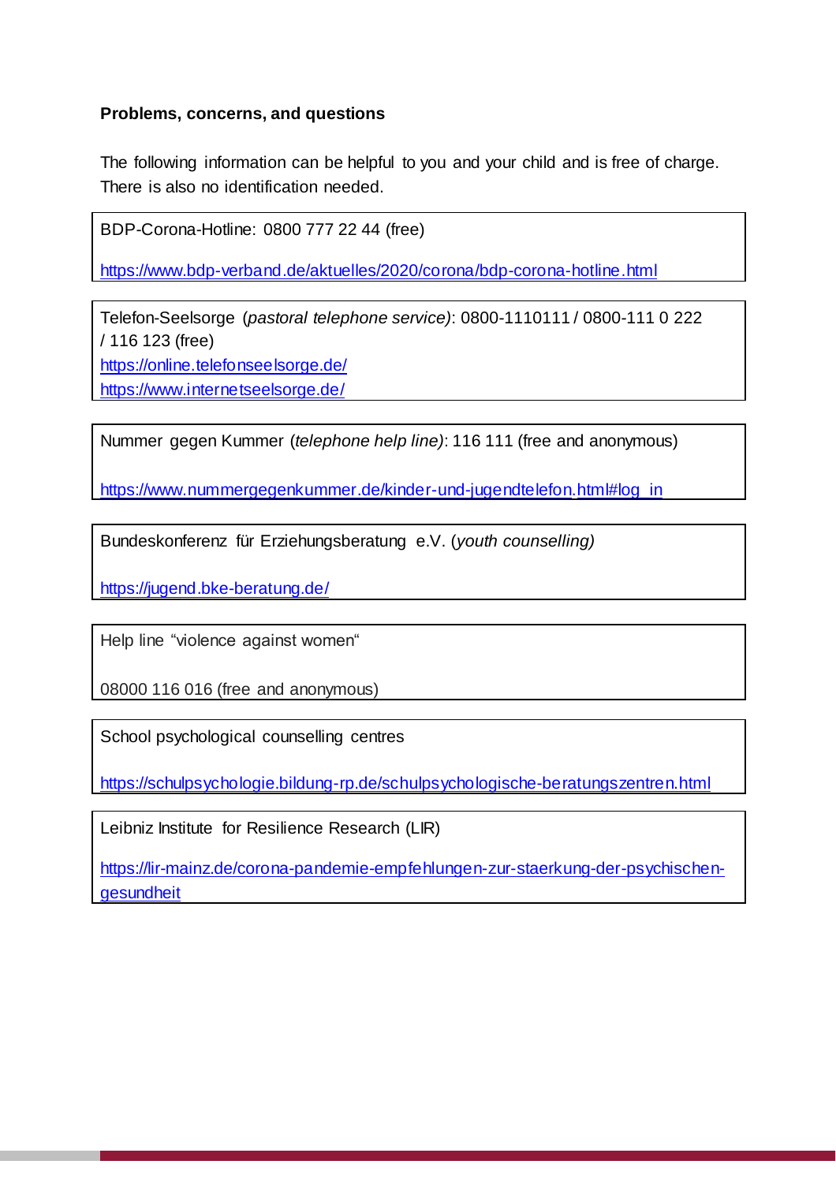**Problems, concerns, and questions**

The following information can be helpful to you and your child and is free of charge. There is also no identification needed.

BDP-Corona-Hotline: 0800 777 22 44 (free)

https://www.bdp-verband.de/aktuelles/2020/corona/bdp-corona-hotline.html

Telefon-Seelsorge (*pastoral telephone service*): 0800-1110111 / 0800-111 0 222 / 116 123 (free)
https://online.telefonseelsorge.de/
https://www.internetseelsorge.de/

Nummer gegen Kummer (*telephone help line*): 116 111 (free and anonymous)

https://www.nummergegenkummer.de/kinder-und-jugendtelefon.html#log_in

Bundeskonferenz für Erziehungsberatung e.V. (*youth counselling)*

https://jugend.bke-beratung.de/

Help line "violence against women"

08000 116 016 (free and anonymous)

School psychological counselling centres

https://schulpsychologie.bildung-rp.de/schulpsychologische-beratungszentren.html

Leibniz Institute for Resilience Research (LIR)

https://lir-mainz.de/corona-pandemie-empfehlungen-zur-staerkung-der-psychischen-gesundheit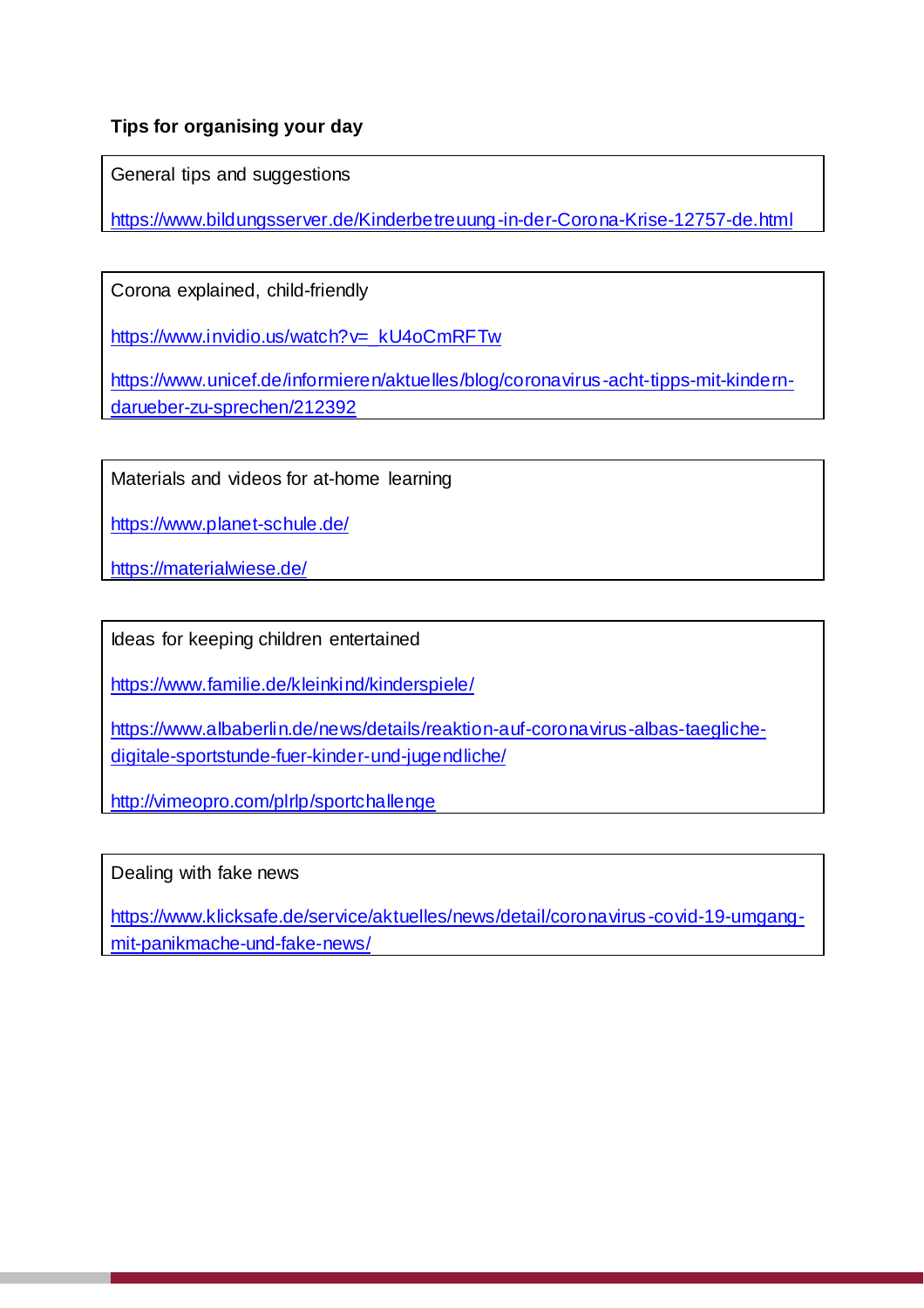**Tips for organising your day**

General tips and suggestions

https://www.bildungsserver.de/Kinderbetreuung-in-der-Corona-Krise-12757-de.html

Corona explained, child-friendly

https://www.invidio.us/watch?v=_kU4oCmRFTw

https://www.unicef.de/informieren/aktuelles/blog/coronavirus-acht-tipps-mit-kindern-darueber-zu-sprechen/212392

Materials and videos for at-home learning

https://www.planet-schule.de/

https://materialwiese.de/

Ideas for keeping children entertained

https://www.familie.de/kleinkind/kinderspiele/

https://www.albaberlin.de/news/details/reaktion-auf-coronavirus-albas-taegliche-digitale-sportstunde-fuer-kinder-und-jugendliche/

http://vimeopro.com/plrlp/sportchallenge

Dealing with fake news

https://www.klicksafe.de/service/aktuelles/news/detail/coronavirus-covid-19-umgang-mit-panikmache-und-fake-news/